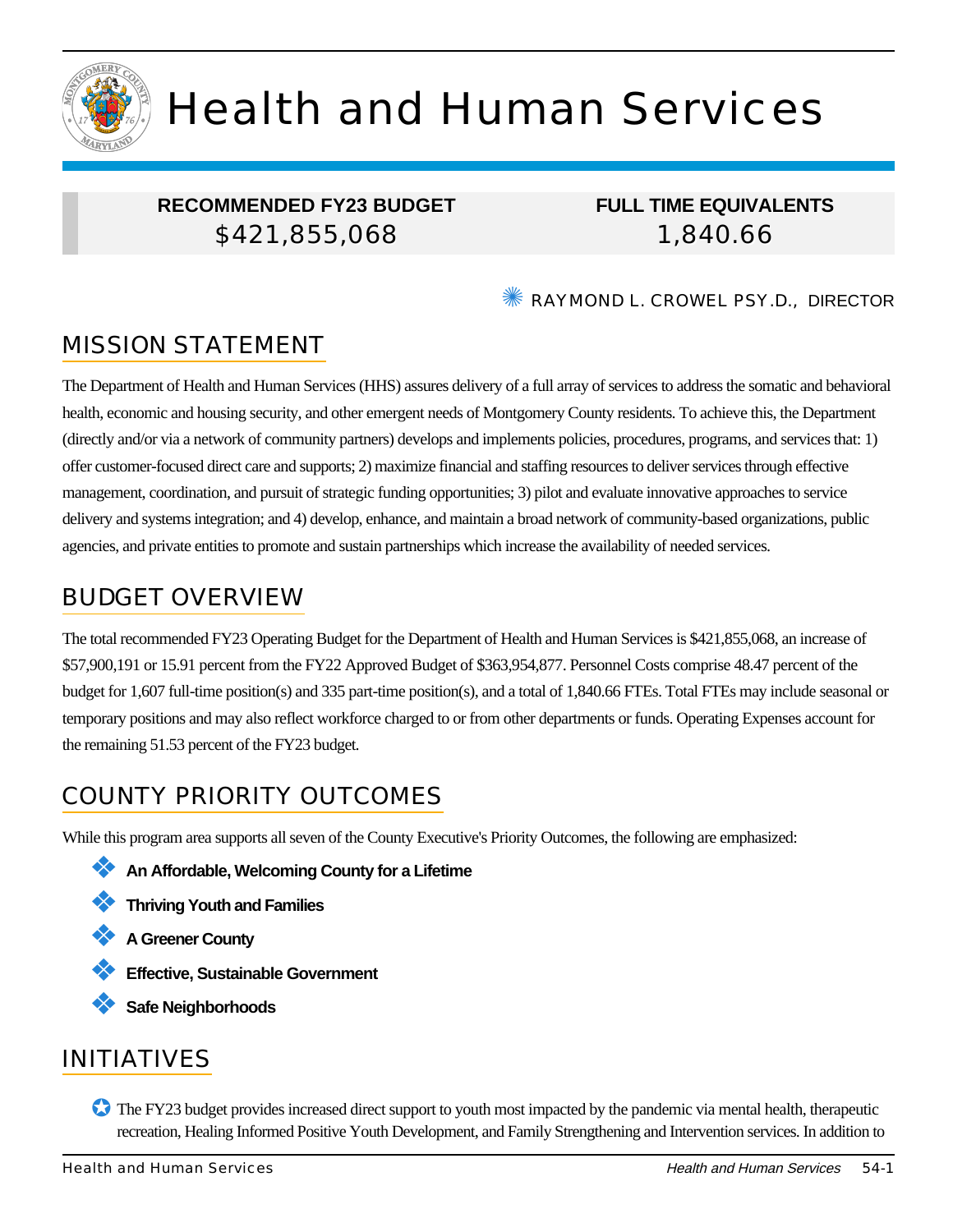# Health and Human Services

| RECOMMENDED FY23 BUDGET | FULL TIME EQUIVALENTS |
|---|---|
| $421,855,068 | 1,840.66 |

RAYMOND L. CROWEL PSY.D., DIRECTOR

## MISSION STATEMENT

The Department of Health and Human Services (HHS) assures delivery of a full array of services to address the somatic and behavioral health, economic and housing security, and other emergent needs of Montgomery County residents. To achieve this, the Department (directly and/or via a network of community partners) develops and implements policies, procedures, programs, and services that: 1) offer customer-focused direct care and supports; 2) maximize financial and staffing resources to deliver services through effective management, coordination, and pursuit of strategic funding opportunities; 3) pilot and evaluate innovative approaches to service delivery and systems integration; and 4) develop, enhance, and maintain a broad network of community-based organizations, public agencies, and private entities to promote and sustain partnerships which increase the availability of needed services.

## BUDGET OVERVIEW

The total recommended FY23 Operating Budget for the Department of Health and Human Services is $421,855,068, an increase of $57,900,191 or 15.91 percent from the FY22 Approved Budget of $363,954,877. Personnel Costs comprise 48.47 percent of the budget for 1,607 full-time position(s) and 335 part-time position(s), and a total of 1,840.66 FTEs. Total FTEs may include seasonal or temporary positions and may also reflect workforce charged to or from other departments or funds. Operating Expenses account for the remaining 51.53 percent of the FY23 budget.

## COUNTY PRIORITY OUTCOMES

While this program area supports all seven of the County Executive's Priority Outcomes, the following are emphasized:

- **An Affordable, Welcoming County for a Lifetime**
- **Thriving Youth and Families**
- **A Greener County**
- **Effective, Sustainable Government**
- **Safe Neighborhoods**

## INITIATIVES

- The FY23 budget provides increased direct support to youth most impacted by the pandemic via mental health, therapeutic recreation, Healing Informed Positive Youth Development, and Family Strengthening and Intervention services. In addition to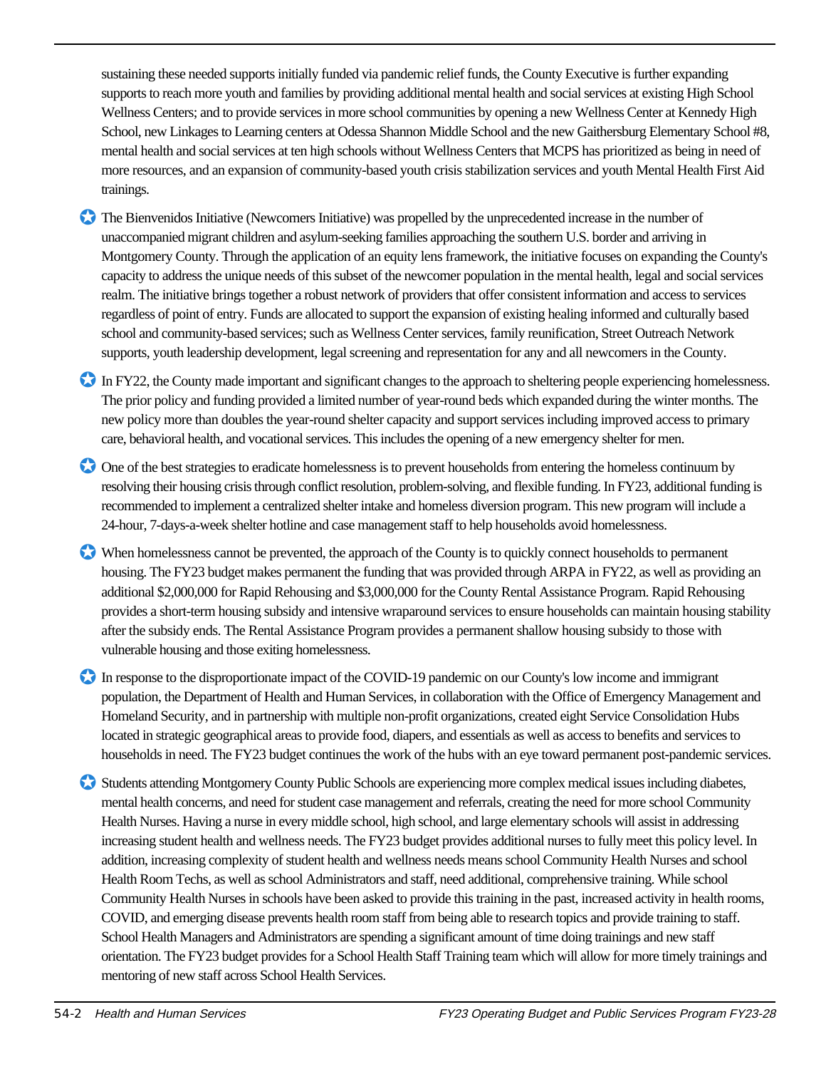sustaining these needed supports initially funded via pandemic relief funds, the County Executive is further expanding supports to reach more youth and families by providing additional mental health and social services at existing High School Wellness Centers; and to provide services in more school communities by opening a new Wellness Center at Kennedy High School, new Linkages to Learning centers at Odessa Shannon Middle School and the new Gaithersburg Elementary School #8, mental health and social services at ten high schools without Wellness Centers that MCPS has prioritized as being in need of more resources, and an expansion of community-based youth crisis stabilization services and youth Mental Health First Aid trainings.

- The Bienvenidos Initiative (Newcomers Initiative) was propelled by the unprecedented increase in the number of unaccompanied migrant children and asylum-seeking families approaching the southern U.S. border and arriving in Montgomery County. Through the application of an equity lens framework, the initiative focuses on expanding the County's capacity to address the unique needs of this subset of the newcomer population in the mental health, legal and social services realm. The initiative brings together a robust network of providers that offer consistent information and access to services regardless of point of entry. Funds are allocated to support the expansion of existing healing informed and culturally based school and community-based services; such as Wellness Center services, family reunification, Street Outreach Network supports, youth leadership development, legal screening and representation for any and all newcomers in the County.

- In FY22, the County made important and significant changes to the approach to sheltering people experiencing homelessness. The prior policy and funding provided a limited number of year-round beds which expanded during the winter months. The new policy more than doubles the year-round shelter capacity and support services including improved access to primary care, behavioral health, and vocational services. This includes the opening of a new emergency shelter for men.

- One of the best strategies to eradicate homelessness is to prevent households from entering the homeless continuum by resolving their housing crisis through conflict resolution, problem-solving, and flexible funding. In FY23, additional funding is recommended to implement a centralized shelter intake and homeless diversion program. This new program will include a 24-hour, 7-days-a-week shelter hotline and case management staff to help households avoid homelessness.

- When homelessness cannot be prevented, the approach of the County is to quickly connect households to permanent housing. The FY23 budget makes permanent the funding that was provided through ARPA in FY22, as well as providing an additional $2,000,000 for Rapid Rehousing and $3,000,000 for the County Rental Assistance Program. Rapid Rehousing provides a short-term housing subsidy and intensive wraparound services to ensure households can maintain housing stability after the subsidy ends. The Rental Assistance Program provides a permanent shallow housing subsidy to those with vulnerable housing and those exiting homelessness.

- In response to the disproportionate impact of the COVID-19 pandemic on our County's low income and immigrant population, the Department of Health and Human Services, in collaboration with the Office of Emergency Management and Homeland Security, and in partnership with multiple non-profit organizations, created eight Service Consolidation Hubs located in strategic geographical areas to provide food, diapers, and essentials as well as access to benefits and services to households in need. The FY23 budget continues the work of the hubs with an eye toward permanent post-pandemic services.

- Students attending Montgomery County Public Schools are experiencing more complex medical issues including diabetes, mental health concerns, and need for student case management and referrals, creating the need for more school Community Health Nurses. Having a nurse in every middle school, high school, and large elementary schools will assist in addressing increasing student health and wellness needs. The FY23 budget provides additional nurses to fully meet this policy level. In addition, increasing complexity of student health and wellness needs means school Community Health Nurses and school Health Room Techs, as well as school Administrators and staff, need additional, comprehensive training. While school Community Health Nurses in schools have been asked to provide this training in the past, increased activity in health rooms, COVID, and emerging disease prevents health room staff from being able to research topics and provide training to staff. School Health Managers and Administrators are spending a significant amount of time doing trainings and new staff orientation. The FY23 budget provides for a School Health Staff Training team which will allow for more timely trainings and mentoring of new staff across School Health Services.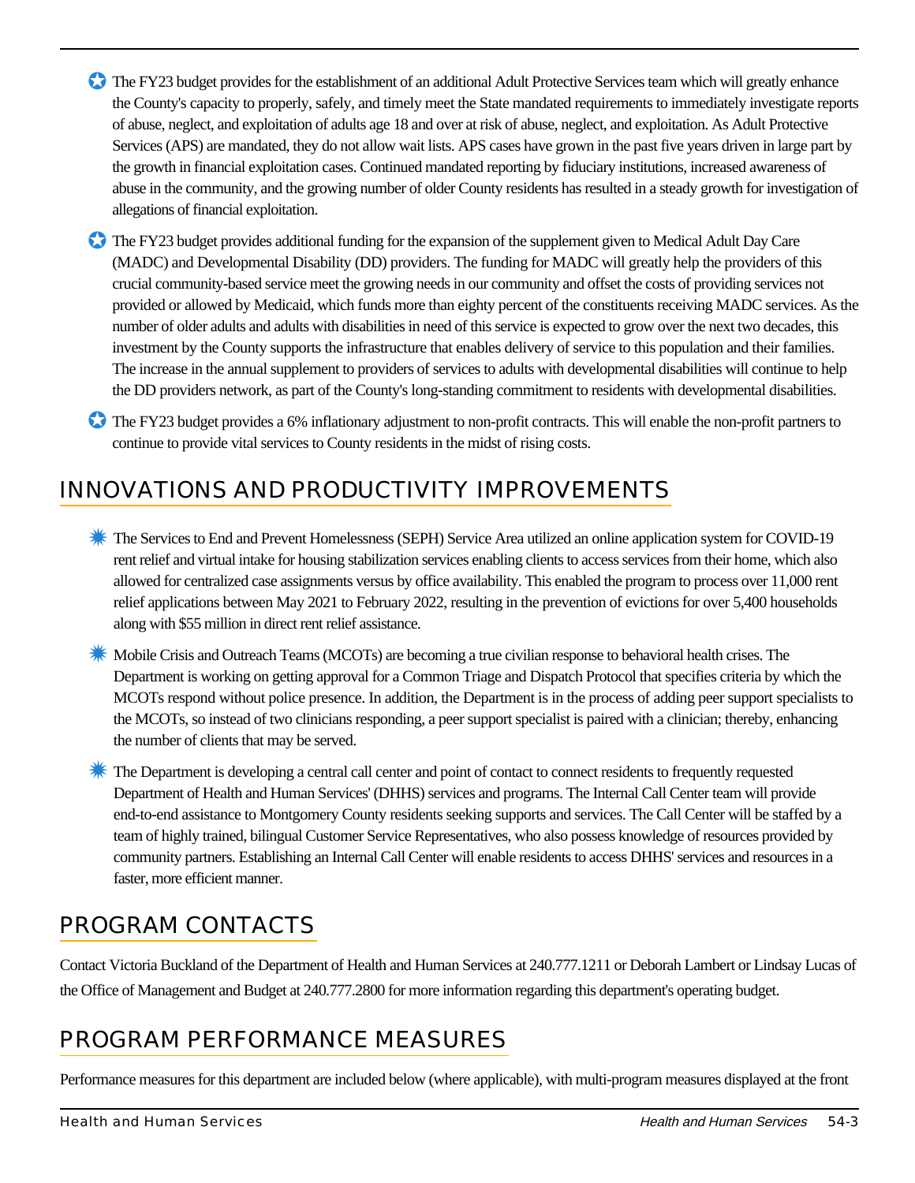- The FY23 budget provides for the establishment of an additional Adult Protective Services team which will greatly enhance the County's capacity to properly, safely, and timely meet the State mandated requirements to immediately investigate reports of abuse, neglect, and exploitation of adults age 18 and over at risk of abuse, neglect, and exploitation. As Adult Protective Services (APS) are mandated, they do not allow wait lists. APS cases have grown in the past five years driven in large part by the growth in financial exploitation cases. Continued mandated reporting by fiduciary institutions, increased awareness of abuse in the community, and the growing number of older County residents has resulted in a steady growth for investigation of allegations of financial exploitation.

- The FY23 budget provides additional funding for the expansion of the supplement given to Medical Adult Day Care (MADC) and Developmental Disability (DD) providers. The funding for MADC will greatly help the providers of this crucial community-based service meet the growing needs in our community and offset the costs of providing services not provided or allowed by Medicaid, which funds more than eighty percent of the constituents receiving MADC services. As the number of older adults and adults with disabilities in need of this service is expected to grow over the next two decades, this investment by the County supports the infrastructure that enables delivery of service to this population and their families. The increase in the annual supplement to providers of services to adults with developmental disabilities will continue to help the DD providers network, as part of the County's long-standing commitment to residents with developmental disabilities.

- The FY23 budget provides a 6% inflationary adjustment to non-profit contracts. This will enable the non-profit partners to continue to provide vital services to County residents in the midst of rising costs.

## INNOVATIONS AND PRODUCTIVITY IMPROVEMENTS

- The Services to End and Prevent Homelessness (SEPH) Service Area utilized an online application system for COVID-19 rent relief and virtual intake for housing stabilization services enabling clients to access services from their home, which also allowed for centralized case assignments versus by office availability. This enabled the program to process over 11,000 rent relief applications between May 2021 to February 2022, resulting in the prevention of evictions for over 5,400 households along with $55 million in direct rent relief assistance.

- Mobile Crisis and Outreach Teams (MCOTs) are becoming a true civilian response to behavioral health crises. The Department is working on getting approval for a Common Triage and Dispatch Protocol that specifies criteria by which the MCOTs respond without police presence. In addition, the Department is in the process of adding peer support specialists to the MCOTs, so instead of two clinicians responding, a peer support specialist is paired with a clinician; thereby, enhancing the number of clients that may be served.

- The Department is developing a central call center and point of contact to connect residents to frequently requested Department of Health and Human Services' (DHHS) services and programs. The Internal Call Center team will provide end-to-end assistance to Montgomery County residents seeking supports and services. The Call Center will be staffed by a team of highly trained, bilingual Customer Service Representatives, who also possess knowledge of resources provided by community partners. Establishing an Internal Call Center will enable residents to access DHHS' services and resources in a faster, more efficient manner.

## PROGRAM CONTACTS

Contact Victoria Buckland of the Department of Health and Human Services at 240.777.1211 or Deborah Lambert or Lindsay Lucas of the Office of Management and Budget at 240.777.2800 for more information regarding this department's operating budget.

## PROGRAM PERFORMANCE MEASURES

Performance measures for this department are included below (where applicable), with multi-program measures displayed at the front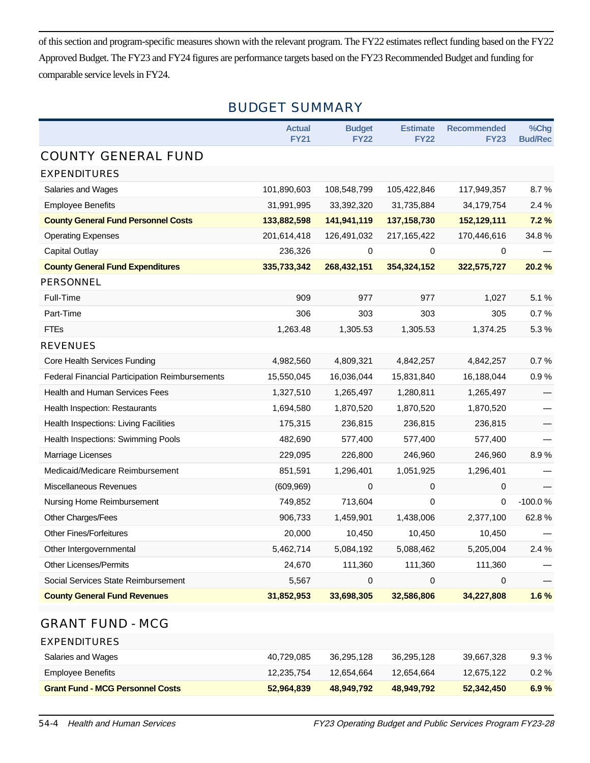of this section and program-specific measures shown with the relevant program. The FY22 estimates reflect funding based on the FY22 Approved Budget. The FY23 and FY24 figures are performance targets based on the FY23 Recommended Budget and funding for comparable service levels in FY24.

## BUDGET SUMMARY

| | Actual FY21 | Budget FY22 | Estimate FY22 | Recommended FY23 | %Chg Bud/Rec |
|---|---|---|---|---|---|
| **COUNTY GENERAL FUND** | | | | | |
| **EXPENDITURES** | | | | | |
| Salaries and Wages | 101,890,603 | 108,548,799 | 105,422,846 | 117,949,357 | 8.7 % |
| Employee Benefits | 31,991,995 | 33,392,320 | 31,735,884 | 34,179,754 | 2.4 % |
| **County General Fund Personnel Costs** | **133,882,598** | **141,941,119** | **137,158,730** | **152,129,111** | **7.2 %** |
| Operating Expenses | 201,614,418 | 126,491,032 | 217,165,422 | 170,446,616 | 34.8 % |
| Capital Outlay | 236,326 | 0 | 0 | 0 | — |
| **County General Fund Expenditures** | **335,733,342** | **268,432,151** | **354,324,152** | **322,575,727** | **20.2 %** |
| **PERSONNEL** | | | | | |
| Full-Time | 909 | 977 | 977 | 1,027 | 5.1 % |
| Part-Time | 306 | 303 | 303 | 305 | 0.7 % |
| FTEs | 1,263.48 | 1,305.53 | 1,305.53 | 1,374.25 | 5.3 % |
| **REVENUES** | | | | | |
| Core Health Services Funding | 4,982,560 | 4,809,321 | 4,842,257 | 4,842,257 | 0.7 % |
| Federal Financial Participation Reimbursements | 15,550,045 | 16,036,044 | 15,831,840 | 16,188,044 | 0.9 % |
| Health and Human Services Fees | 1,327,510 | 1,265,497 | 1,280,811 | 1,265,497 | — |
| Health Inspection: Restaurants | 1,694,580 | 1,870,520 | 1,870,520 | 1,870,520 | — |
| Health Inspections: Living Facilities | 175,315 | 236,815 | 236,815 | 236,815 | — |
| Health Inspections: Swimming Pools | 482,690 | 577,400 | 577,400 | 577,400 | — |
| Marriage Licenses | 229,095 | 226,800 | 246,960 | 246,960 | 8.9 % |
| Medicaid/Medicare Reimbursement | 851,591 | 1,296,401 | 1,051,925 | 1,296,401 | — |
| Miscellaneous Revenues | (609,969) | 0 | 0 | 0 | — |
| Nursing Home Reimbursement | 749,852 | 713,604 | 0 | 0 | -100.0 % |
| Other Charges/Fees | 906,733 | 1,459,901 | 1,438,006 | 2,377,100 | 62.8 % |
| Other Fines/Forfeitures | 20,000 | 10,450 | 10,450 | 10,450 | — |
| Other Intergovernmental | 5,462,714 | 5,084,192 | 5,088,462 | 5,205,004 | 2.4 % |
| Other Licenses/Permits | 24,670 | 111,360 | 111,360 | 111,360 | — |
| Social Services State Reimbursement | 5,567 | 0 | 0 | 0 | — |
| **County General Fund Revenues** | **31,852,953** | **33,698,305** | **32,586,806** | **34,227,808** | **1.6 %** |
| **GRANT FUND - MCG** | | | | | |
| **EXPENDITURES** | | | | | |
| Salaries and Wages | 40,729,085 | 36,295,128 | 36,295,128 | 39,667,328 | 9.3 % |
| Employee Benefits | 12,235,754 | 12,654,664 | 12,654,664 | 12,675,122 | 0.2 % |
| **Grant Fund - MCG Personnel Costs** | **52,964,839** | **48,949,792** | **48,949,792** | **52,342,450** | **6.9 %** |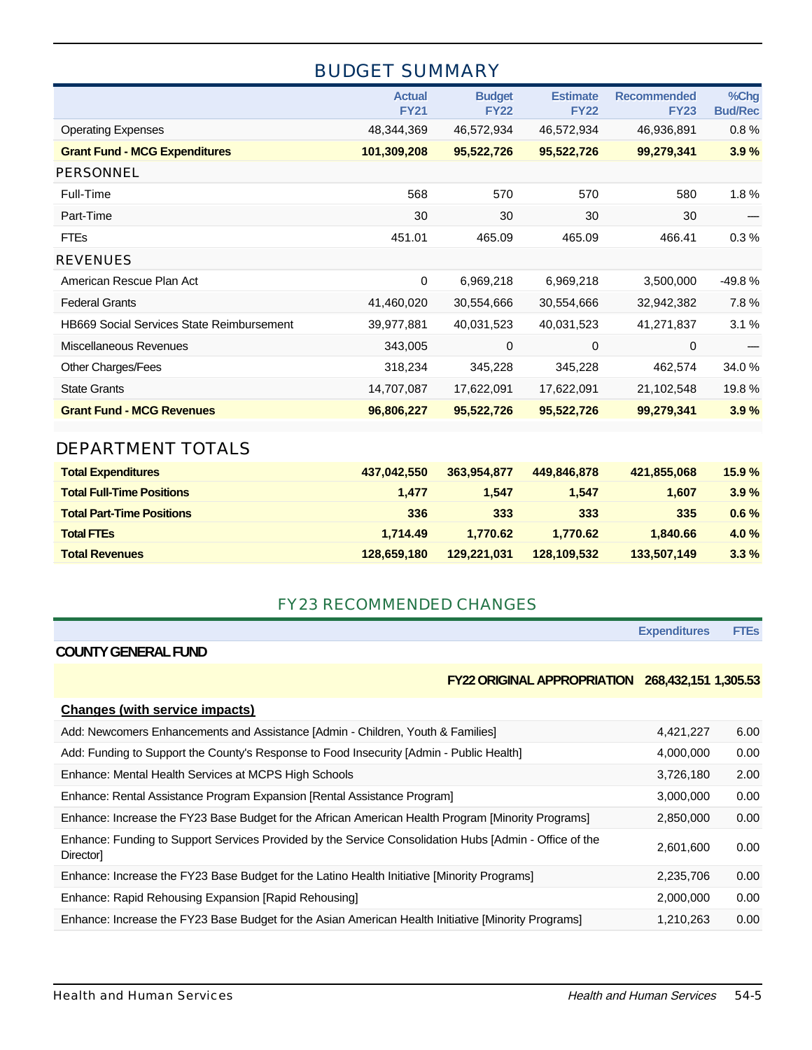## BUDGET SUMMARY

| | Actual FY21 | Budget FY22 | Estimate FY22 | Recommended FY23 | %Chg Bud/Rec |
|---|---|---|---|---|---|
| Operating Expenses | 48,344,369 | 46,572,934 | 46,572,934 | 46,936,891 | 0.8 % |
| **Grant Fund - MCG Expenditures** | **101,309,208** | **95,522,726** | **95,522,726** | **99,279,341** | **3.9 %** |
| PERSONNEL | | | | | |
| Full-Time | 568 | 570 | 570 | 580 | 1.8 % |
| Part-Time | 30 | 30 | 30 | 30 | — |
| FTEs | 451.01 | 465.09 | 465.09 | 466.41 | 0.3 % |
| REVENUES | | | | | |
| American Rescue Plan Act | 0 | 6,969,218 | 6,969,218 | 3,500,000 | -49.8 % |
| Federal Grants | 41,460,020 | 30,554,666 | 30,554,666 | 32,942,382 | 7.8 % |
| HB669 Social Services State Reimbursement | 39,977,881 | 40,031,523 | 40,031,523 | 41,271,837 | 3.1 % |
| Miscellaneous Revenues | 343,005 | 0 | 0 | 0 | — |
| Other Charges/Fees | 318,234 | 345,228 | 345,228 | 462,574 | 34.0 % |
| State Grants | 14,707,087 | 17,622,091 | 17,622,091 | 21,102,548 | 19.8 % |
| **Grant Fund - MCG Revenues** | **96,806,227** | **95,522,726** | **95,522,726** | **99,279,341** | **3.9 %** |

## DEPARTMENT TOTALS

| | | | | | |
|---|---|---|---|---|---|
| **Total Expenditures** | **437,042,550** | **363,954,877** | **449,846,878** | **421,855,068** | **15.9 %** |
| **Total Full-Time Positions** | **1,477** | **1,547** | **1,547** | **1,607** | **3.9 %** |
| **Total Part-Time Positions** | **336** | **333** | **333** | **335** | **0.6 %** |
| **Total FTEs** | **1,714.49** | **1,770.62** | **1,770.62** | **1,840.66** | **4.0 %** |
| **Total Revenues** | **128,659,180** | **129,221,031** | **128,109,532** | **133,507,149** | **3.3 %** |

## FY23 RECOMMENDED CHANGES

| | Expenditures | FTEs |
|---|---|---|
| **COUNTY GENERAL FUND** | | |
| **FY22 ORIGINAL APPROPRIATION** | **268,432,151** | **1,305.53** |
| **Changes (with service impacts)** | | |
| Add: Newcomers Enhancements and Assistance [Admin - Children, Youth & Families] | 4,421,227 | 6.00 |
| Add: Funding to Support the County's Response to Food Insecurity [Admin - Public Health] | 4,000,000 | 0.00 |
| Enhance: Mental Health Services at MCPS High Schools | 3,726,180 | 2.00 |
| Enhance: Rental Assistance Program Expansion [Rental Assistance Program] | 3,000,000 | 0.00 |
| Enhance: Increase the FY23 Base Budget for the African American Health Program [Minority Programs] | 2,850,000 | 0.00 |
| Enhance: Funding to Support Services Provided by the Service Consolidation Hubs [Admin - Office of the Director] | 2,601,600 | 0.00 |
| Enhance: Increase the FY23 Base Budget for the Latino Health Initiative [Minority Programs] | 2,235,706 | 0.00 |
| Enhance: Rapid Rehousing Expansion [Rapid Rehousing] | 2,000,000 | 0.00 |
| Enhance: Increase the FY23 Base Budget for the Asian American Health Initiative [Minority Programs] | 1,210,263 | 0.00 |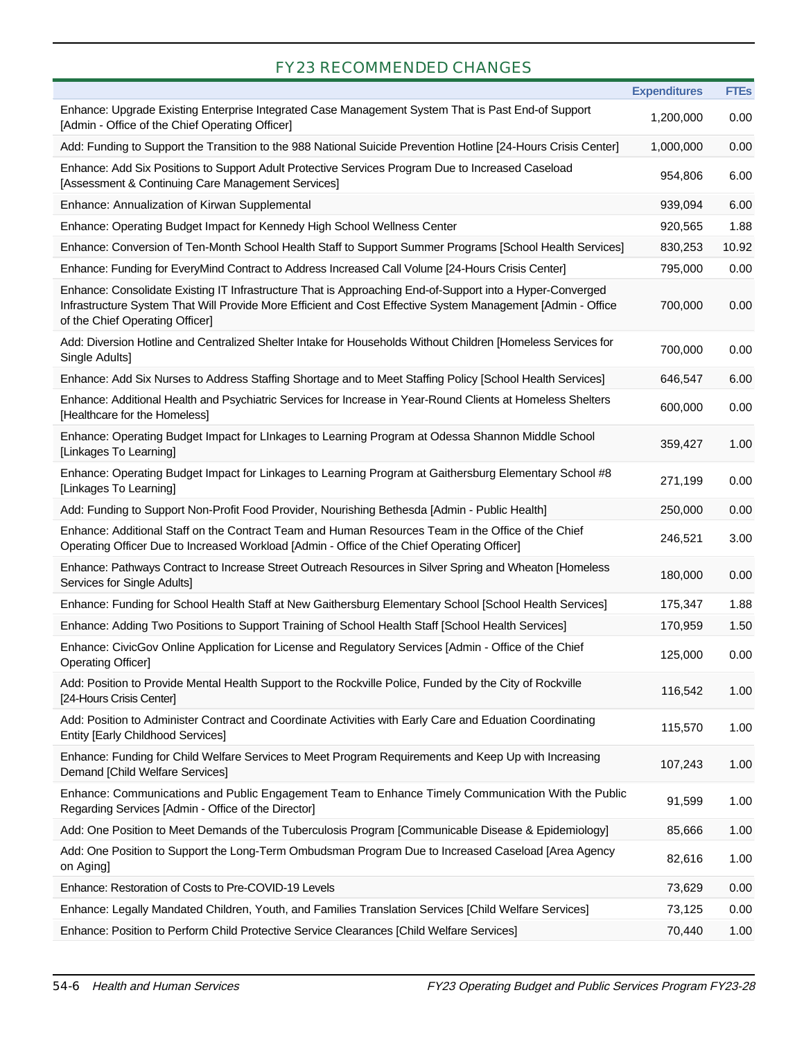## FY23 RECOMMENDED CHANGES

| | Expenditures | FTEs |
|---|---|---|
| Enhance: Upgrade Existing Enterprise Integrated Case Management System That is Past End-of Support [Admin - Office of the Chief Operating Officer] | 1,200,000 | 0.00 |
| Add: Funding to Support the Transition to the 988 National Suicide Prevention Hotline [24-Hours Crisis Center] | 1,000,000 | 0.00 |
| Enhance: Add Six Positions to Support Adult Protective Services Program Due to Increased Caseload [Assessment & Continuing Care Management Services] | 954,806 | 6.00 |
| Enhance: Annualization of Kirwan Supplemental | 939,094 | 6.00 |
| Enhance: Operating Budget Impact for Kennedy High School Wellness Center | 920,565 | 1.88 |
| Enhance: Conversion of Ten-Month School Health Staff to Support Summer Programs [School Health Services] | 830,253 | 10.92 |
| Enhance: Funding for EveryMind Contract to Address Increased Call Volume [24-Hours Crisis Center] | 795,000 | 0.00 |
| Enhance: Consolidate Existing IT Infrastructure That is Approaching End-of-Support into a Hyper-Converged Infrastructure System That Will Provide More Efficient and Cost Effective System Management [Admin - Office of the Chief Operating Officer] | 700,000 | 0.00 |
| Add: Diversion Hotline and Centralized Shelter Intake for Households Without Children [Homeless Services for Single Adults] | 700,000 | 0.00 |
| Enhance: Add Six Nurses to Address Staffing Shortage and to Meet Staffing Policy [School Health Services] | 646,547 | 6.00 |
| Enhance: Additional Health and Psychiatric Services for Increase in Year-Round Clients at Homeless Shelters [Healthcare for the Homeless] | 600,000 | 0.00 |
| Enhance: Operating Budget Impact for LInkages to Learning Program at Odessa Shannon Middle School [Linkages To Learning] | 359,427 | 1.00 |
| Enhance: Operating Budget Impact for Linkages to Learning Program at Gaithersburg Elementary School #8 [Linkages To Learning] | 271,199 | 0.00 |
| Add: Funding to Support Non-Profit Food Provider, Nourishing Bethesda [Admin - Public Health] | 250,000 | 0.00 |
| Enhance: Additional Staff on the Contract Team and Human Resources Team in the Office of the Chief Operating Officer Due to Increased Workload [Admin - Office of the Chief Operating Officer] | 246,521 | 3.00 |
| Enhance: Pathways Contract to Increase Street Outreach Resources in Silver Spring and Wheaton [Homeless Services for Single Adults] | 180,000 | 0.00 |
| Enhance: Funding for School Health Staff at New Gaithersburg Elementary School [School Health Services] | 175,347 | 1.88 |
| Enhance: Adding Two Positions to Support Training of School Health Staff [School Health Services] | 170,959 | 1.50 |
| Enhance: CivicGov Online Application for License and Regulatory Services [Admin - Office of the Chief Operating Officer] | 125,000 | 0.00 |
| Add: Position to Provide Mental Health Support to the Rockville Police, Funded by the City of Rockville [24-Hours Crisis Center] | 116,542 | 1.00 |
| Add: Position to Administer Contract and Coordinate Activities with Early Care and Eduation Coordinating Entity [Early Childhood Services] | 115,570 | 1.00 |
| Enhance: Funding for Child Welfare Services to Meet Program Requirements and Keep Up with Increasing Demand [Child Welfare Services] | 107,243 | 1.00 |
| Enhance: Communications and Public Engagement Team to Enhance Timely Communication With the Public Regarding Services [Admin - Office of the Director] | 91,599 | 1.00 |
| Add: One Position to Meet Demands of the Tuberculosis Program [Communicable Disease & Epidemiology] | 85,666 | 1.00 |
| Add: One Position to Support the Long-Term Ombudsman Program Due to Increased Caseload [Area Agency on Aging] | 82,616 | 1.00 |
| Enhance: Restoration of Costs to Pre-COVID-19 Levels | 73,629 | 0.00 |
| Enhance: Legally Mandated Children, Youth, and Families Translation Services [Child Welfare Services] | 73,125 | 0.00 |
| Enhance: Position to Perform Child Protective Service Clearances [Child Welfare Services] | 70,440 | 1.00 |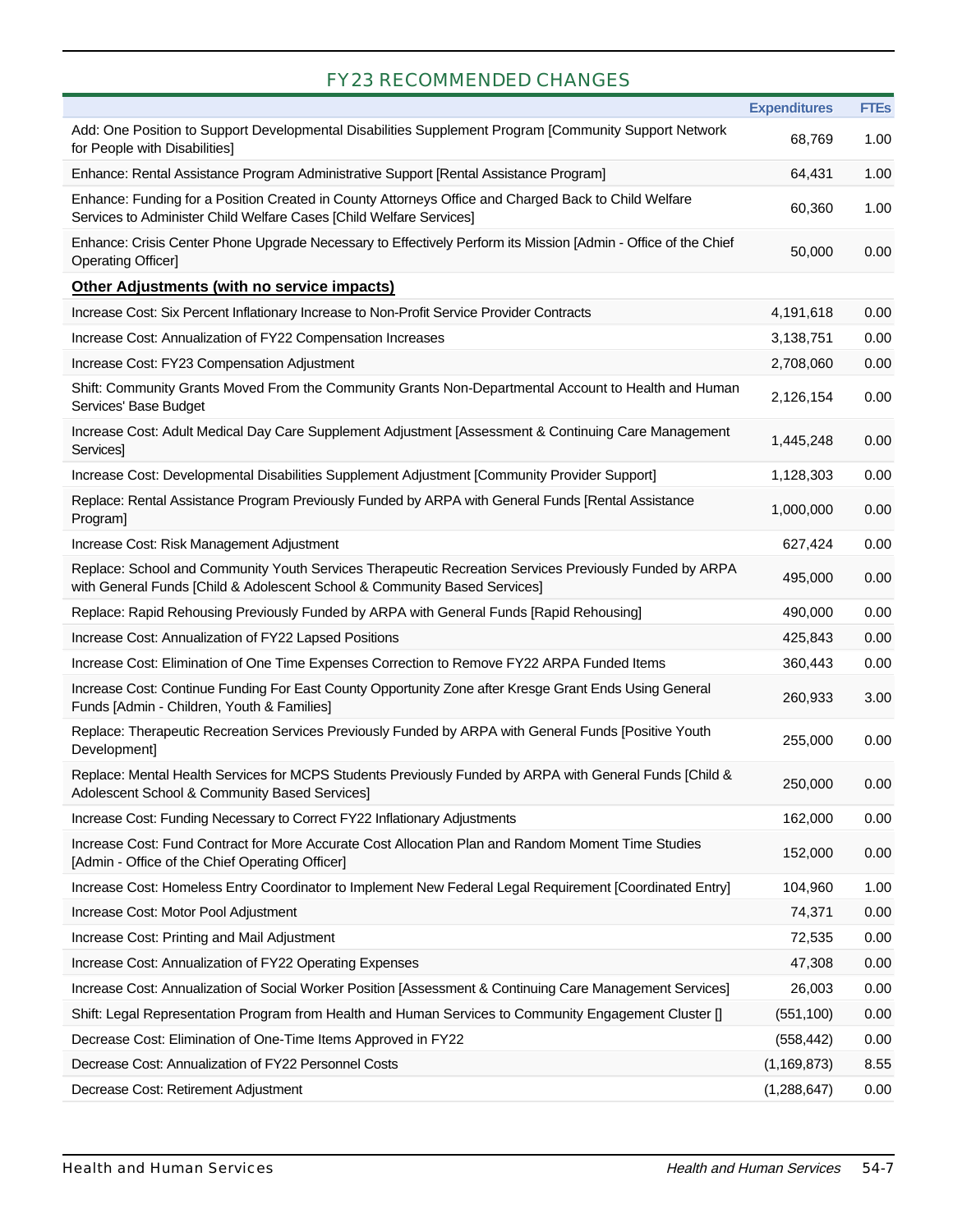## FY23 RECOMMENDED CHANGES

| | Expenditures | FTEs |
|---|---|---|
| Add: One Position to Support Developmental Disabilities Supplement Program [Community Support Network for People with Disabilities] | 68,769 | 1.00 |
| Enhance: Rental Assistance Program Administrative Support [Rental Assistance Program] | 64,431 | 1.00 |
| Enhance: Funding for a Position Created in County Attorneys Office and Charged Back to Child Welfare Services to Administer Child Welfare Cases [Child Welfare Services] | 60,360 | 1.00 |
| Enhance: Crisis Center Phone Upgrade Necessary to Effectively Perform its Mission [Admin - Office of the Chief Operating Officer] | 50,000 | 0.00 |
| **Other Adjustments (with no service impacts)** | | |
| Increase Cost: Six Percent Inflationary Increase to Non-Profit Service Provider Contracts | 4,191,618 | 0.00 |
| Increase Cost: Annualization of FY22 Compensation Increases | 3,138,751 | 0.00 |
| Increase Cost: FY23 Compensation Adjustment | 2,708,060 | 0.00 |
| Shift: Community Grants Moved From the Community Grants Non-Departmental Account to Health and Human Services' Base Budget | 2,126,154 | 0.00 |
| Increase Cost: Adult Medical Day Care Supplement Adjustment [Assessment & Continuing Care Management Services] | 1,445,248 | 0.00 |
| Increase Cost: Developmental Disabilities Supplement Adjustment [Community Provider Support] | 1,128,303 | 0.00 |
| Replace: Rental Assistance Program Previously Funded by ARPA with General Funds [Rental Assistance Program] | 1,000,000 | 0.00 |
| Increase Cost: Risk Management Adjustment | 627,424 | 0.00 |
| Replace: School and Community Youth Services Therapeutic Recreation Services Previously Funded by ARPA with General Funds [Child & Adolescent School & Community Based Services] | 495,000 | 0.00 |
| Replace: Rapid Rehousing Previously Funded by ARPA with General Funds [Rapid Rehousing] | 490,000 | 0.00 |
| Increase Cost: Annualization of FY22 Lapsed Positions | 425,843 | 0.00 |
| Increase Cost: Elimination of One Time Expenses Correction to Remove FY22 ARPA Funded Items | 360,443 | 0.00 |
| Increase Cost: Continue Funding For East County Opportunity Zone after Kresge Grant Ends Using General Funds [Admin - Children, Youth & Families] | 260,933 | 3.00 |
| Replace: Therapeutic Recreation Services Previously Funded by ARPA with General Funds [Positive Youth Development] | 255,000 | 0.00 |
| Replace: Mental Health Services for MCPS Students Previously Funded by ARPA with General Funds [Child & Adolescent School & Community Based Services] | 250,000 | 0.00 |
| Increase Cost: Funding Necessary to Correct FY22 Inflationary Adjustments | 162,000 | 0.00 |
| Increase Cost: Fund Contract for More Accurate Cost Allocation Plan and Random Moment Time Studies [Admin - Office of the Chief Operating Officer] | 152,000 | 0.00 |
| Increase Cost: Homeless Entry Coordinator to Implement New Federal Legal Requirement [Coordinated Entry] | 104,960 | 1.00 |
| Increase Cost: Motor Pool Adjustment | 74,371 | 0.00 |
| Increase Cost: Printing and Mail Adjustment | 72,535 | 0.00 |
| Increase Cost: Annualization of FY22 Operating Expenses | 47,308 | 0.00 |
| Increase Cost: Annualization of Social Worker Position [Assessment & Continuing Care Management Services] | 26,003 | 0.00 |
| Shift: Legal Representation Program from Health and Human Services to Community Engagement Cluster [] | (551,100) | 0.00 |
| Decrease Cost: Elimination of One-Time Items Approved in FY22 | (558,442) | 0.00 |
| Decrease Cost: Annualization of FY22 Personnel Costs | (1,169,873) | 8.55 |
| Decrease Cost: Retirement Adjustment | (1,288,647) | 0.00 |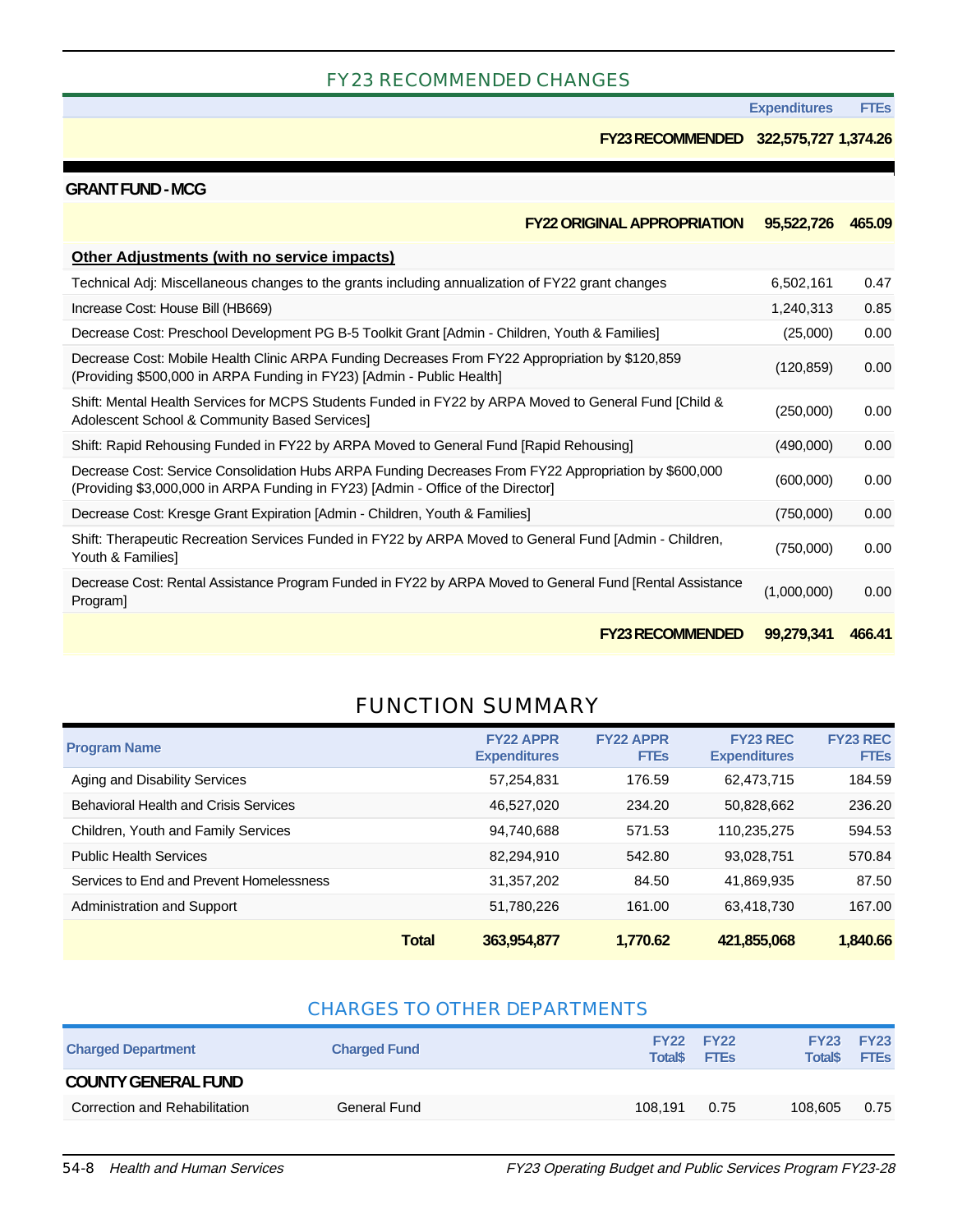## FY23 RECOMMENDED CHANGES

| | Expenditures | FTEs |
|---|---|---|
| **FY23 RECOMMENDED** | **322,575,727** | **1,374.26** |

### GRANT FUND - MCG

| | Expenditures | FTEs |
|---|---|---|
| **FY22 ORIGINAL APPROPRIATION** | **95,522,726** | **465.09** |
| **Other Adjustments (with no service impacts)** | | |
| Technical Adj: Miscellaneous changes to the grants including annualization of FY22 grant changes | 6,502,161 | 0.47 |
| Increase Cost: House Bill (HB669) | 1,240,313 | 0.85 |
| Decrease Cost: Preschool Development PG B-5 Toolkit Grant [Admin - Children, Youth & Families] | (25,000) | 0.00 |
| Decrease Cost: Mobile Health Clinic ARPA Funding Decreases From FY22 Appropriation by $120,859 (Providing $500,000 in ARPA Funding in FY23) [Admin - Public Health] | (120,859) | 0.00 |
| Shift: Mental Health Services for MCPS Students Funded in FY22 by ARPA Moved to General Fund [Child & Adolescent School & Community Based Services] | (250,000) | 0.00 |
| Shift: Rapid Rehousing Funded in FY22 by ARPA Moved to General Fund [Rapid Rehousing] | (490,000) | 0.00 |
| Decrease Cost: Service Consolidation Hubs ARPA Funding Decreases From FY22 Appropriation by $600,000 (Providing $3,000,000 in ARPA Funding in FY23) [Admin - Office of the Director] | (600,000) | 0.00 |
| Decrease Cost: Kresge Grant Expiration [Admin - Children, Youth & Families] | (750,000) | 0.00 |
| Shift: Therapeutic Recreation Services Funded in FY22 by ARPA Moved to General Fund [Admin - Children, Youth & Families] | (750,000) | 0.00 |
| Decrease Cost: Rental Assistance Program Funded in FY22 by ARPA Moved to General Fund [Rental Assistance Program] | (1,000,000) | 0.00 |
| **FY23 RECOMMENDED** | **99,279,341** | **466.41** |

## FUNCTION SUMMARY

| Program Name | FY22 APPR Expenditures | FY22 APPR FTEs | FY23 REC Expenditures | FY23 REC FTEs |
|---|---|---|---|---|
| Aging and Disability Services | 57,254,831 | 176.59 | 62,473,715 | 184.59 |
| Behavioral Health and Crisis Services | 46,527,020 | 234.20 | 50,828,662 | 236.20 |
| Children, Youth and Family Services | 94,740,688 | 571.53 | 110,235,275 | 594.53 |
| Public Health Services | 82,294,910 | 542.80 | 93,028,751 | 570.84 |
| Services to End and Prevent Homelessness | 31,357,202 | 84.50 | 41,869,935 | 87.50 |
| Administration and Support | 51,780,226 | 161.00 | 63,418,730 | 167.00 |
| **Total** | **363,954,877** | **1,770.62** | **421,855,068** | **1,840.66** |

## CHARGES TO OTHER DEPARTMENTS

| Charged Department | Charged Fund | FY22 Total$ | FY22 FTEs | FY23 Total$ | FY23 FTEs |
|---|---|---|---|---|---|
| **COUNTY GENERAL FUND** | | | | | |
| Correction and Rehabilitation | General Fund | 108,191 | 0.75 | 108,605 | 0.75 |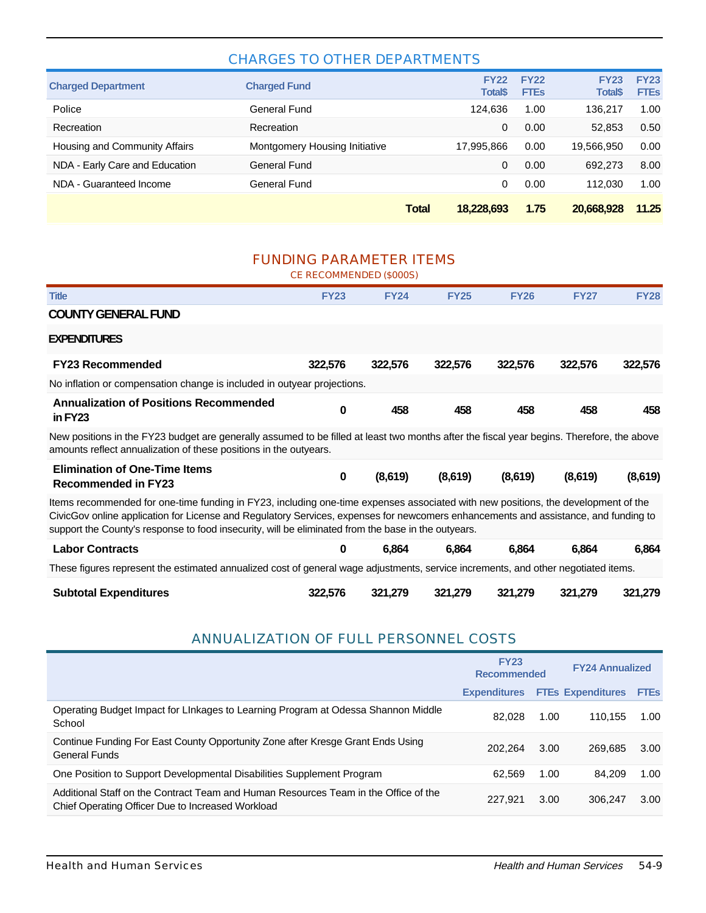## CHARGES TO OTHER DEPARTMENTS

| Charged Department | Charged Fund | FY22 Total$ | FY22 FTEs | FY23 Total$ | FY23 FTEs |
|---|---|---|---|---|---|
| Police | General Fund | 124,636 | 1.00 | 136,217 | 1.00 |
| Recreation | Recreation | 0 | 0.00 | 52,853 | 0.50 |
| Housing and Community Affairs | Montgomery Housing Initiative | 17,995,866 | 0.00 | 19,566,950 | 0.00 |
| NDA - Early Care and Education | General Fund | 0 | 0.00 | 692,273 | 8.00 |
| NDA - Guaranteed Income | General Fund | 0 | 0.00 | 112,030 | 1.00 |
| | **Total** | **18,228,693** | **1.75** | **20,668,928** | **11.25** |

## FUNDING PARAMETER ITEMS

CE RECOMMENDED ($000S)

| Title | FY23 | FY24 | FY25 | FY26 | FY27 | FY28 |
|---|---|---|---|---|---|---|
| **COUNTY GENERAL FUND** | | | | | | |
| **EXPENDITURES** | | | | | | |
| **FY23 Recommended** | **322,576** | **322,576** | **322,576** | **322,576** | **322,576** | **322,576** |
| No inflation or compensation change is included in outyear projections. | | | | | | |
| **Annualization of Positions Recommended in FY23** | **0** | **458** | **458** | **458** | **458** | **458** |
| New positions in the FY23 budget are generally assumed to be filled at least two months after the fiscal year begins. Therefore, the above amounts reflect annualization of these positions in the outyears. | | | | | | |
| **Elimination of One-Time Items Recommended in FY23** | **0** | **(8,619)** | **(8,619)** | **(8,619)** | **(8,619)** | **(8,619)** |
| Items recommended for one-time funding in FY23, including one-time expenses associated with new positions, the development of the CivicGov online application for License and Regulatory Services, expenses for newcomers enhancements and assistance, and funding to support the County's response to food insecurity, will be eliminated from the base in the outyears. | | | | | | |
| **Labor Contracts** | **0** | **6,864** | **6,864** | **6,864** | **6,864** | **6,864** |
| These figures represent the estimated annualized cost of general wage adjustments, service increments, and other negotiated items. | | | | | | |
| **Subtotal Expenditures** | **322,576** | **321,279** | **321,279** | **321,279** | **321,279** | **321,279** |

## ANNUALIZATION OF FULL PERSONNEL COSTS

| | FY23 Recommended | | FY24 Annualized | |
|---|---|---|---|---|
| | Expenditures | FTEs | Expenditures | FTEs |
| Operating Budget Impact for LInkages to Learning Program at Odessa Shannon Middle School | 82,028 | 1.00 | 110,155 | 1.00 |
| Continue Funding For East County Opportunity Zone after Kresge Grant Ends Using General Funds | 202,264 | 3.00 | 269,685 | 3.00 |
| One Position to Support Developmental Disabilities Supplement Program | 62,569 | 1.00 | 84,209 | 1.00 |
| Additional Staff on the Contract Team and Human Resources Team in the Office of the Chief Operating Officer Due to Increased Workload | 227,921 | 3.00 | 306,247 | 3.00 |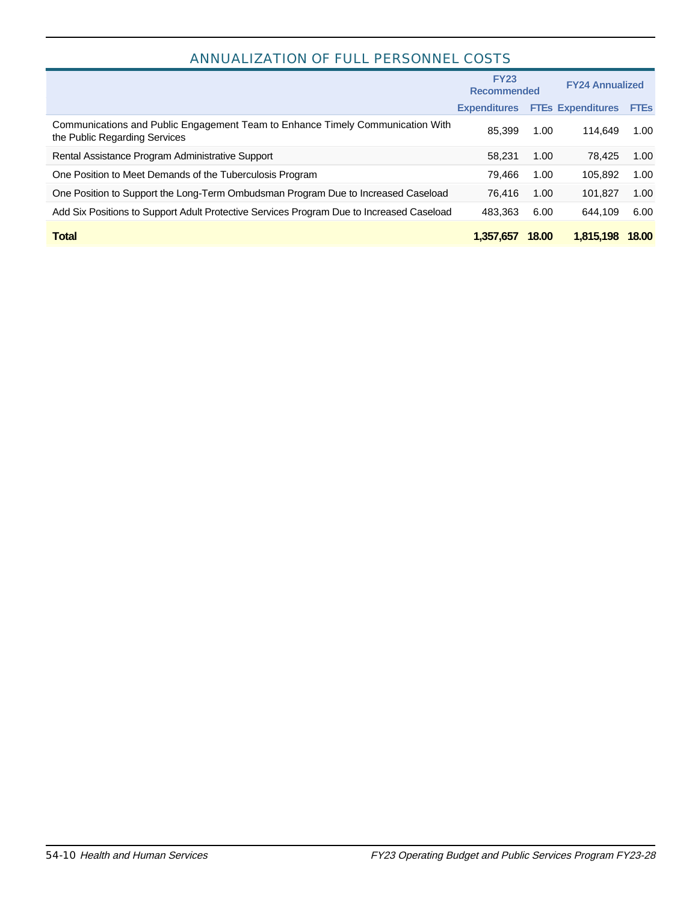## ANNUALIZATION OF FULL PERSONNEL COSTS

| | FY23 Recommended | | FY24 Annualized | |
|---|---|---|---|---|
| | Expenditures | FTEs | Expenditures | FTEs |
| Communications and Public Engagement Team to Enhance Timely Communication With the Public Regarding Services | 85,399 | 1.00 | 114,649 | 1.00 |
| Rental Assistance Program Administrative Support | 58,231 | 1.00 | 78,425 | 1.00 |
| One Position to Meet Demands of the Tuberculosis Program | 79,466 | 1.00 | 105,892 | 1.00 |
| One Position to Support the Long-Term Ombudsman Program Due to Increased Caseload | 76,416 | 1.00 | 101,827 | 1.00 |
| Add Six Positions to Support Adult Protective Services Program Due to Increased Caseload | 483,363 | 6.00 | 644,109 | 6.00 |
| **Total** | **1,357,657** | **18.00** | **1,815,198** | **18.00** |